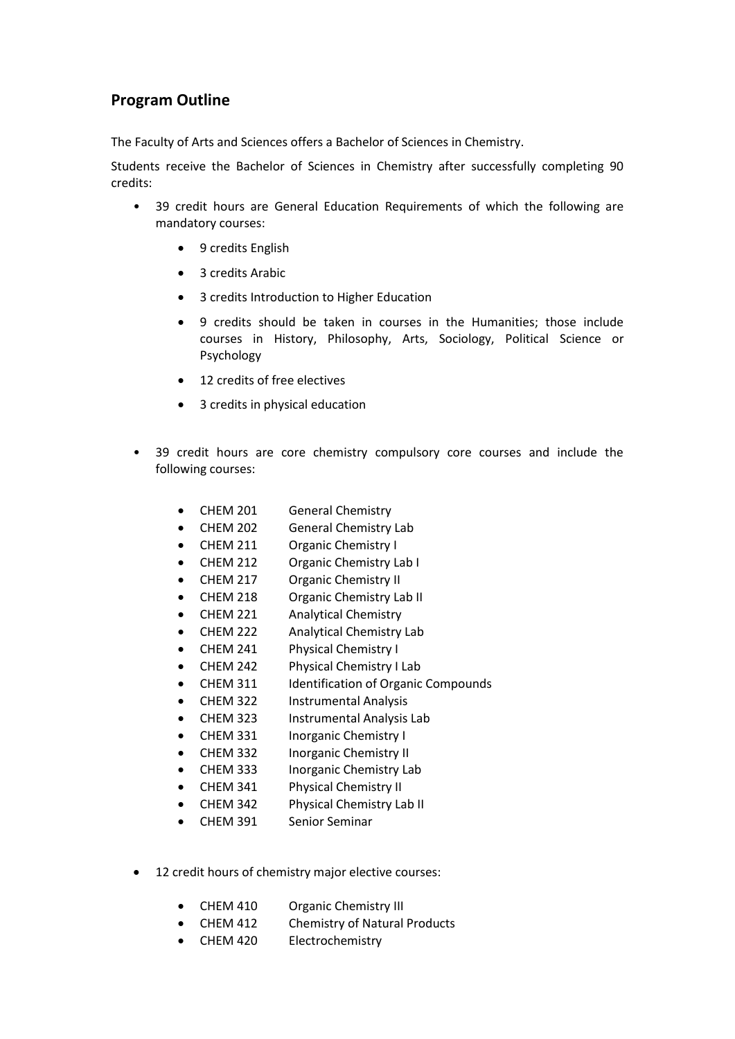## Program Outline

The Faculty of Arts and Sciences offers a Bachelor of Sciences in Chemistry.

Students receive the Bachelor of Sciences in Chemistry after successfully completing 90 credits:

- 39 credit hours are General Education Requirements of which the following are mandatory courses:
  - 9 credits English
  - 3 credits Arabic
  - 3 credits Introduction to Higher Education
  - 9 credits should be taken in courses in the Humanities; those include courses in History, Philosophy, Arts, Sociology, Political Science or Psychology
  - 12 credits of free electives
  - 3 credits in physical education

- 39 credit hours are core chemistry compulsory core courses and include the following courses:
  - CHEM 201 General Chemistry
  - CHEM 202 General Chemistry Lab
  - CHEM 211 Organic Chemistry I
  - CHEM 212 Organic Chemistry Lab I
  - CHEM 217 Organic Chemistry II
  - CHEM 218 Organic Chemistry Lab II
  - CHEM 221 Analytical Chemistry
  - CHEM 222 Analytical Chemistry Lab
  - CHEM 241 Physical Chemistry I
  - CHEM 242 Physical Chemistry I Lab
  - CHEM 311 Identification of Organic Compounds
  - CHEM 322 Instrumental Analysis
  - CHEM 323 Instrumental Analysis Lab
  - CHEM 331 Inorganic Chemistry I
  - CHEM 332 Inorganic Chemistry II
  - CHEM 333 Inorganic Chemistry Lab
  - CHEM 341 Physical Chemistry II
  - CHEM 342 Physical Chemistry Lab II
  - CHEM 391 Senior Seminar

- 12 credit hours of chemistry major elective courses:
  - CHEM 410 Organic Chemistry III
  - CHEM 412 Chemistry of Natural Products
  - CHEM 420 Electrochemistry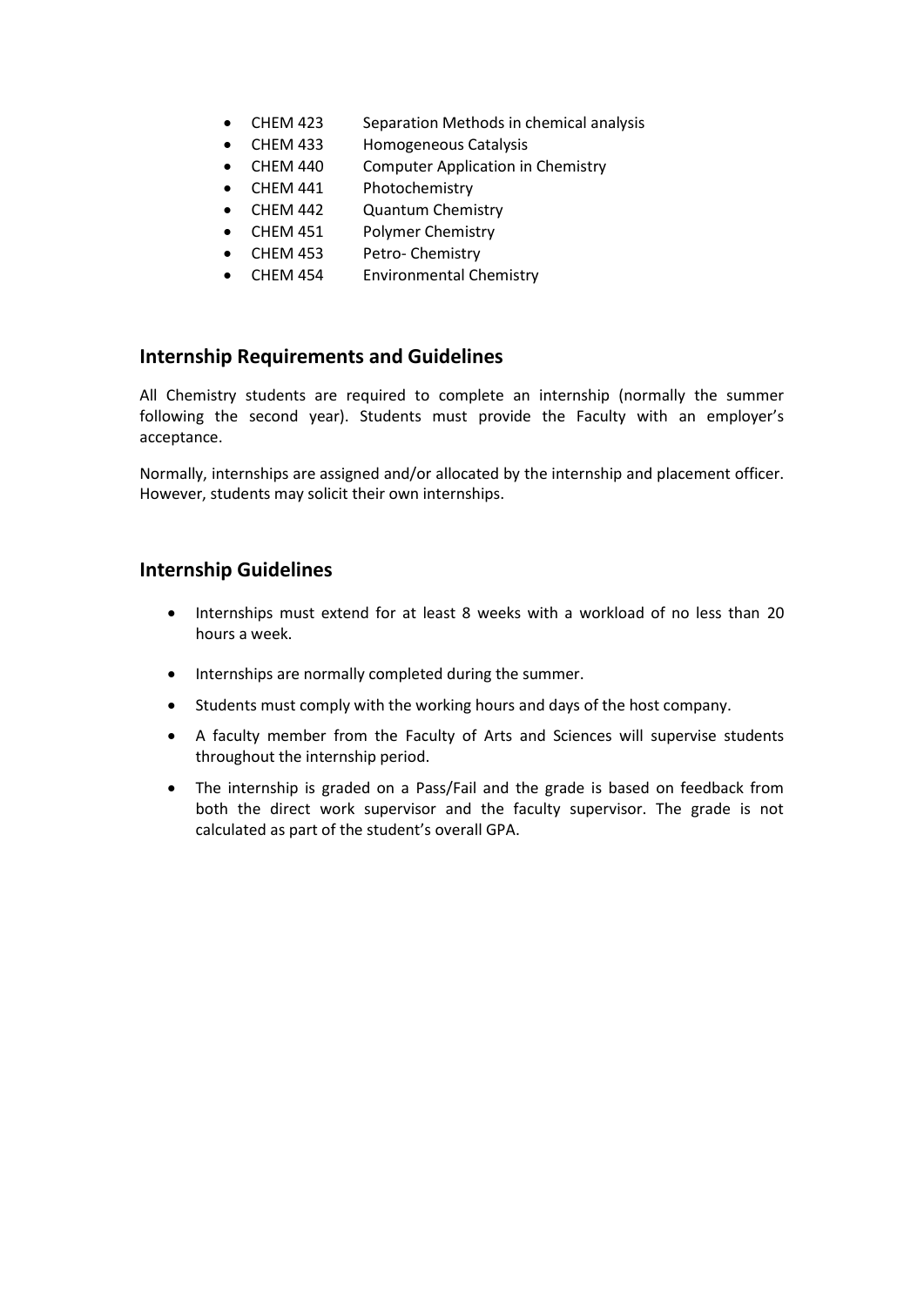- CHEM 423 Separation Methods in chemical analysis
- CHEM 433 Homogeneous Catalysis
- CHEM 440 Computer Application in Chemistry
- CHEM 441 Photochemistry
- CHEM 442 Quantum Chemistry
- CHEM 451 Polymer Chemistry
- CHEM 453 Petro- Chemistry
- CHEM 454 Environmental Chemistry

## Internship Requirements and Guidelines

All Chemistry students are required to complete an internship (normally the summer following the second year). Students must provide the Faculty with an employer's acceptance.

Normally, internships are assigned and/or allocated by the internship and placement officer. However, students may solicit their own internships.

## Internship Guidelines

- Internships must extend for at least 8 weeks with a workload of no less than 20 hours a week.
- Internships are normally completed during the summer.
- Students must comply with the working hours and days of the host company.
- A faculty member from the Faculty of Arts and Sciences will supervise students throughout the internship period.
- The internship is graded on a Pass/Fail and the grade is based on feedback from both the direct work supervisor and the faculty supervisor. The grade is not calculated as part of the student's overall GPA.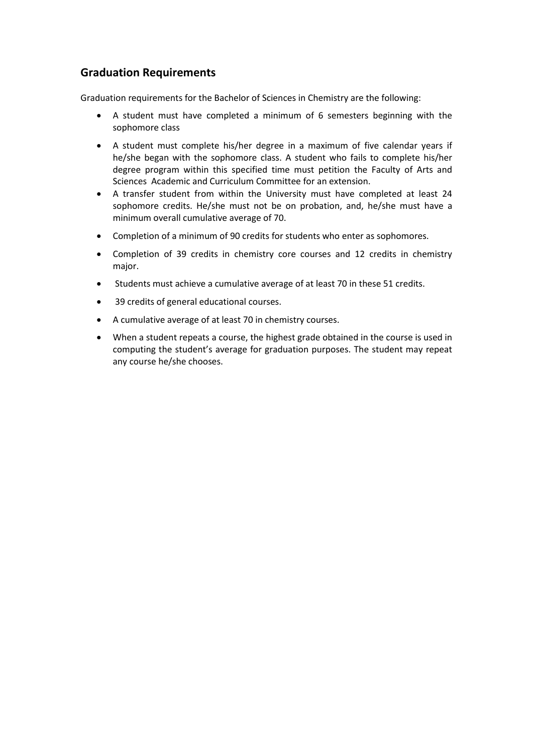## Graduation Requirements

Graduation requirements for the Bachelor of Sciences in Chemistry are the following:

- A student must have completed a minimum of 6 semesters beginning with the sophomore class
- A student must complete his/her degree in a maximum of five calendar years if he/she began with the sophomore class. A student who fails to complete his/her degree program within this specified time must petition the Faculty of Arts and Sciences Academic and Curriculum Committee for an extension.
- A transfer student from within the University must have completed at least 24 sophomore credits. He/she must not be on probation, and, he/she must have a minimum overall cumulative average of 70.
- Completion of a minimum of 90 credits for students who enter as sophomores.
- Completion of 39 credits in chemistry core courses and 12 credits in chemistry major.
- Students must achieve a cumulative average of at least 70 in these 51 credits.
- 39 credits of general educational courses.
- A cumulative average of at least 70 in chemistry courses.
- When a student repeats a course, the highest grade obtained in the course is used in computing the student's average for graduation purposes. The student may repeat any course he/she chooses.